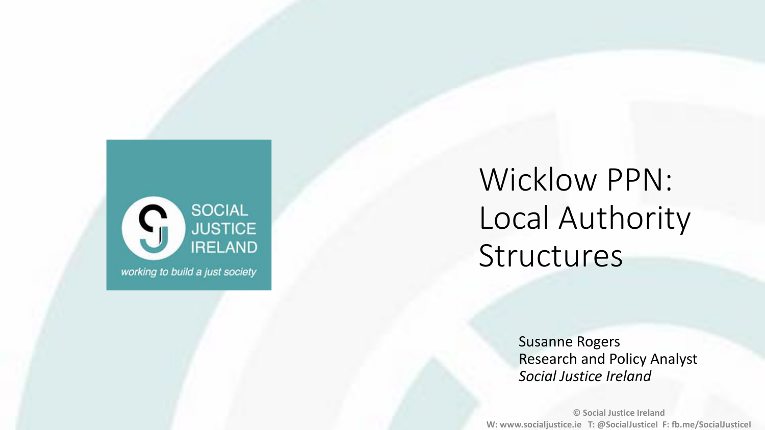# Wicklow PPN: Local Authority Structures

Susanne Rogers
Research and Policy Analyst
*Social Justice Ireland*

© Social Justice Ireland
W: www.socialjustice.ie T: @SocialJusticeI F: fb.me/SocialJusticeI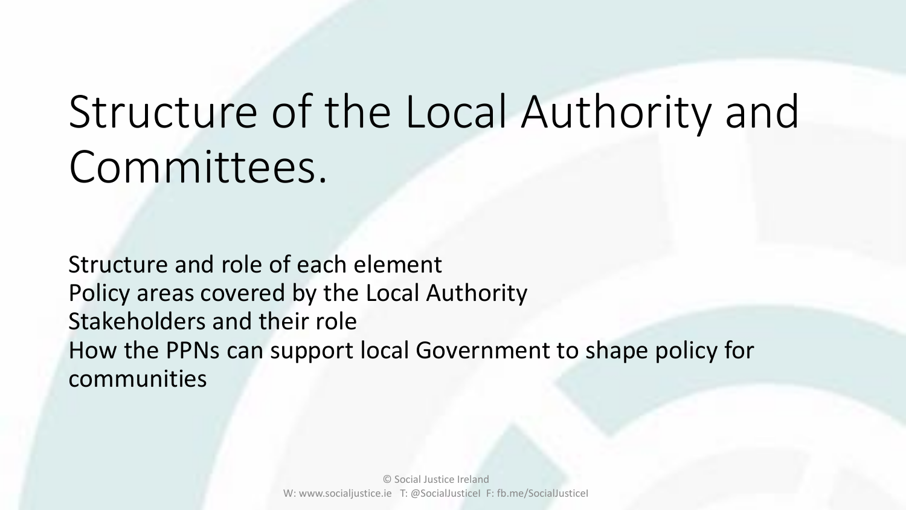# Structure of the Local Authority and Committees.

Structure and role of each element
Policy areas covered by the Local Authority
Stakeholders and their role
How the PPNs can support local Government to shape policy for communities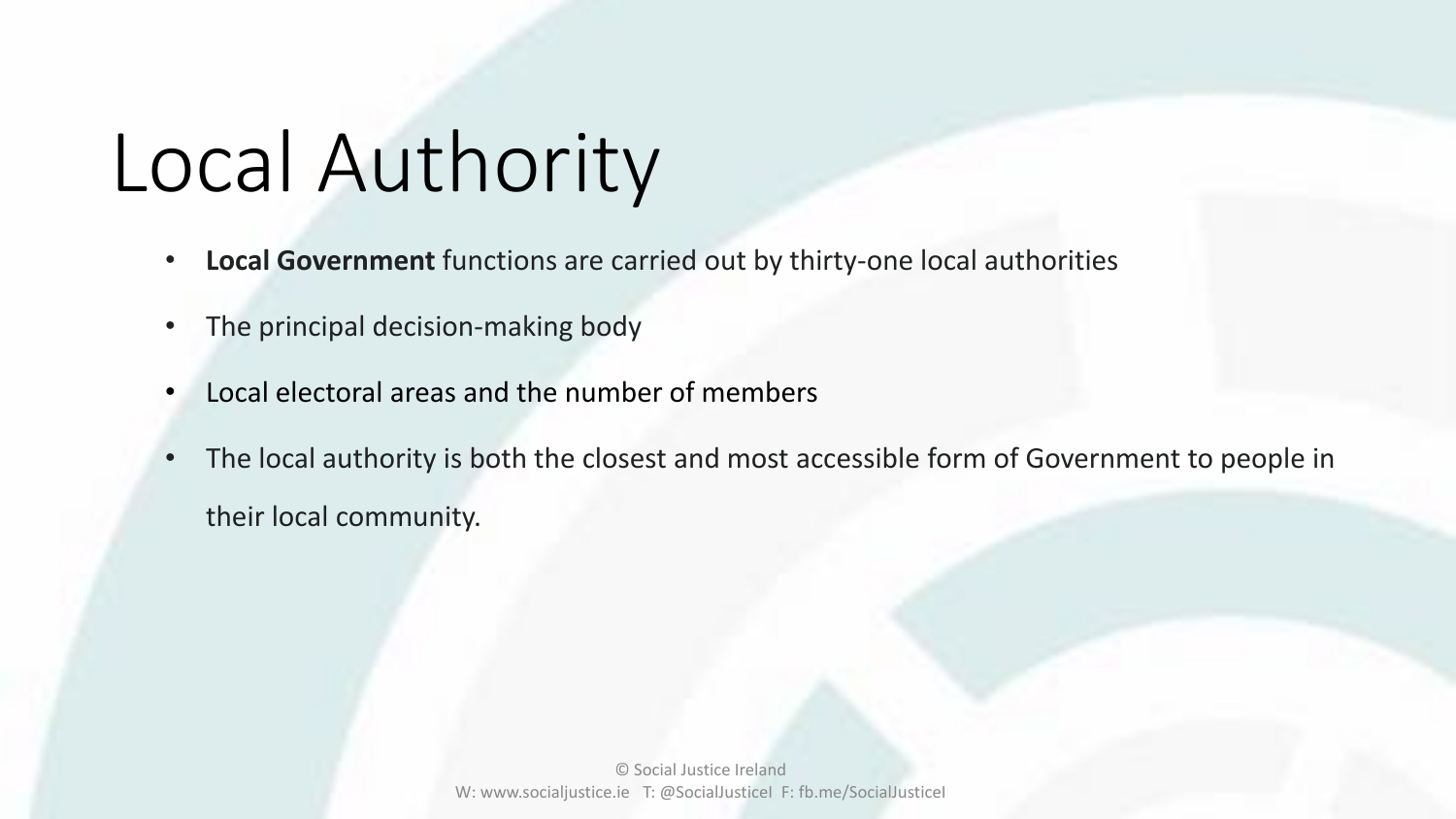# Local Authority

- **Local Government** functions are carried out by thirty-one local authorities
- The principal decision-making body
- Local electoral areas and the number of members
- The local authority is both the closest and most accessible form of Government to people in their local community.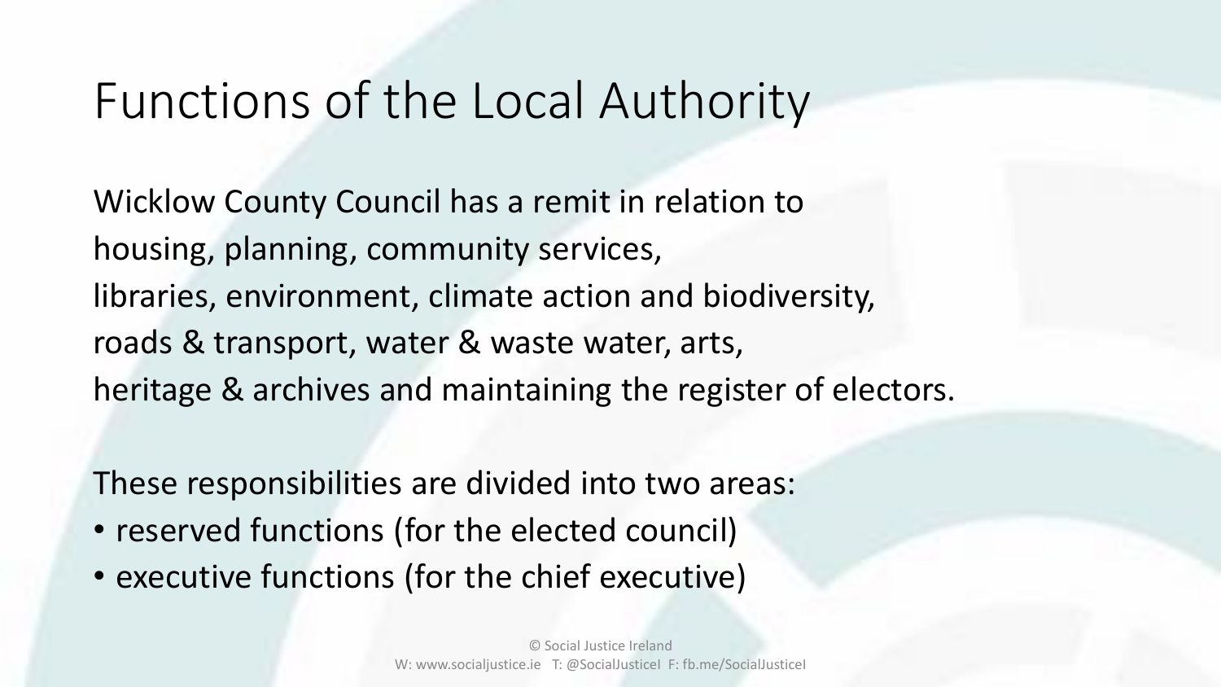# Functions of the Local Authority

Wicklow County Council has a remit in relation to housing, planning, community services, libraries, environment, climate action and biodiversity, roads & transport, water & waste water, arts, heritage & archives and maintaining the register of electors.

These responsibilities are divided into two areas:

- reserved functions (for the elected council)
- executive functions (for the chief executive)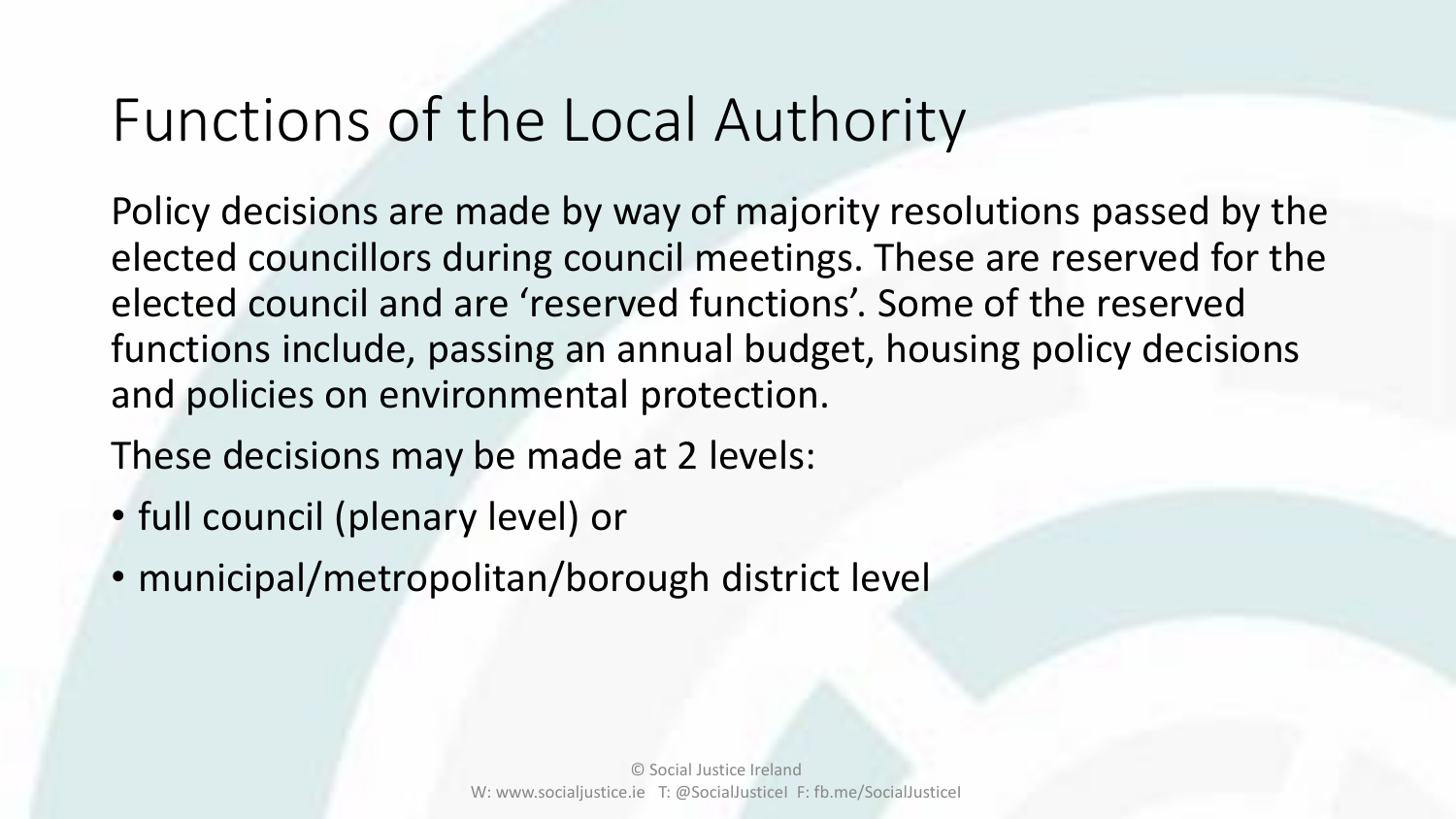# Functions of the Local Authority

Policy decisions are made by way of majority resolutions passed by the elected councillors during council meetings. These are reserved for the elected council and are 'reserved functions'. Some of the reserved functions include, passing an annual budget, housing policy decisions and policies on environmental protection.

These decisions may be made at 2 levels:

- full council (plenary level) or
- municipal/metropolitan/borough district level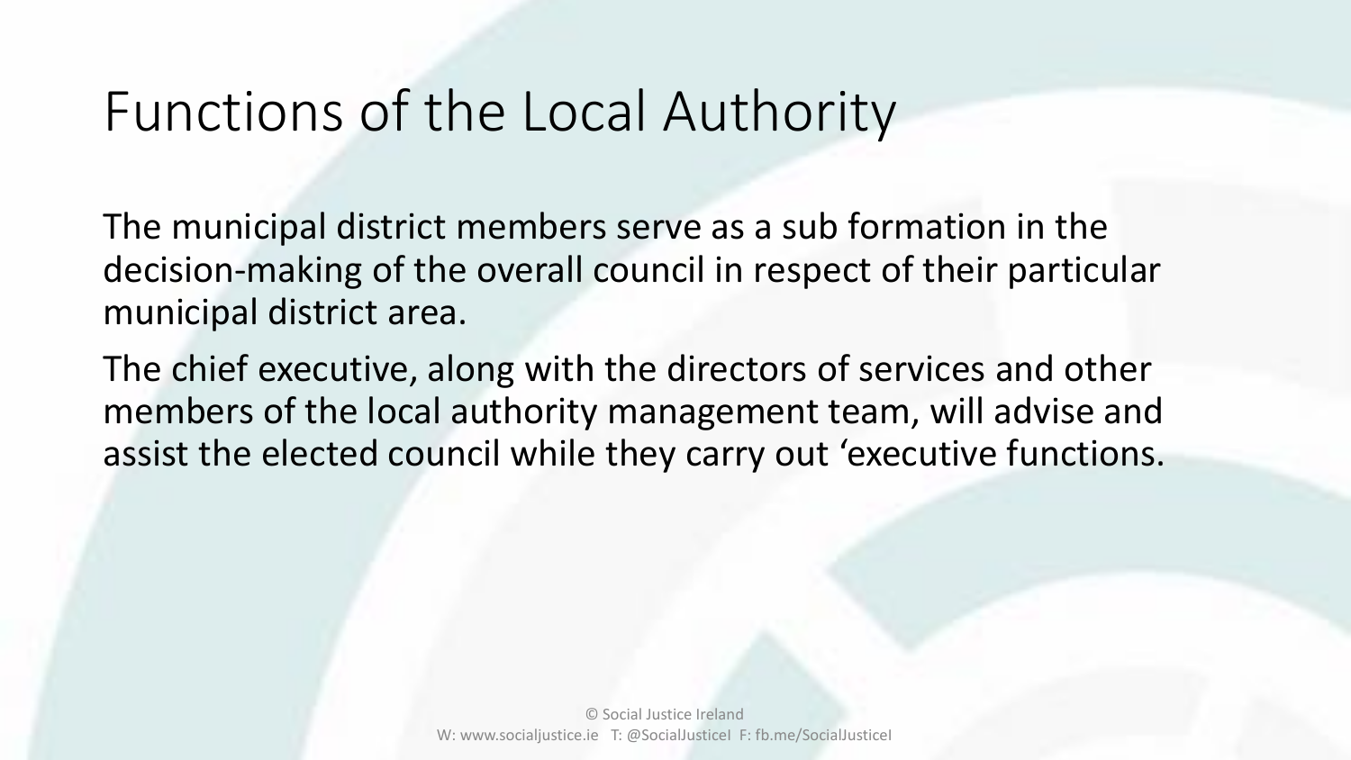# Functions of the Local Authority

The municipal district members serve as a sub formation in the decision-making of the overall council in respect of their particular municipal district area.

The chief executive, along with the directors of services and other members of the local authority management team, will advise and assist the elected council while they carry out 'executive functions.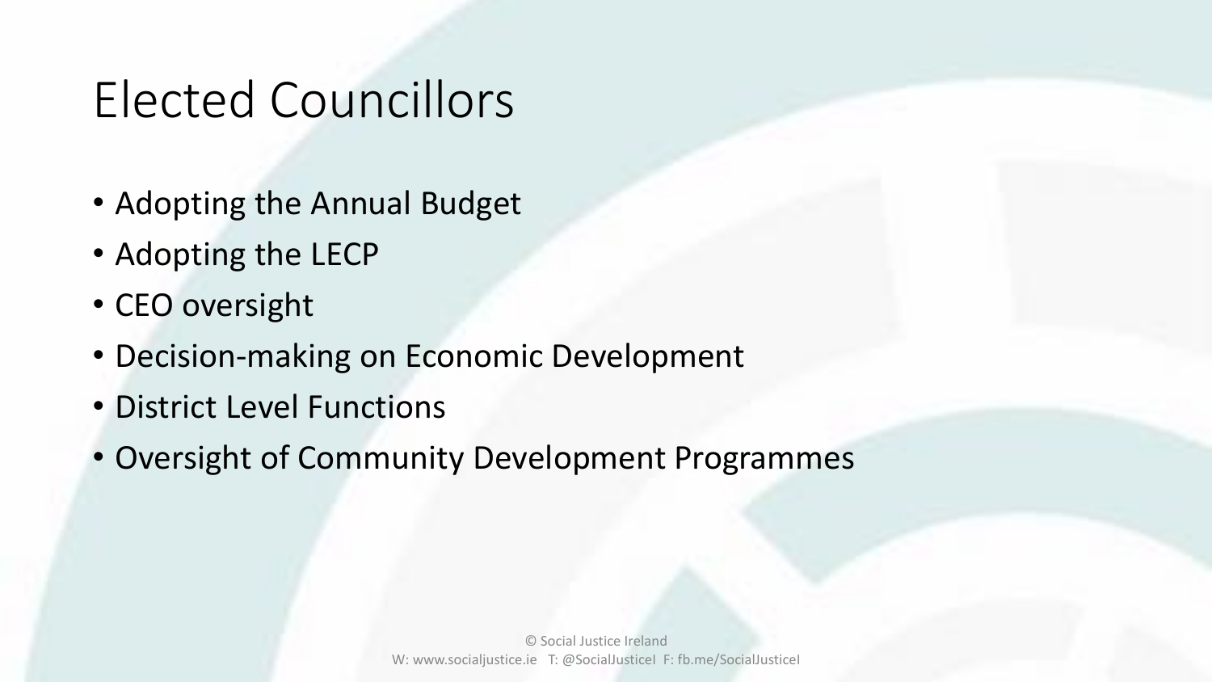# Elected Councillors

- Adopting the Annual Budget
- Adopting the LECP
- CEO oversight
- Decision-making on Economic Development
- District Level Functions
- Oversight of Community Development Programmes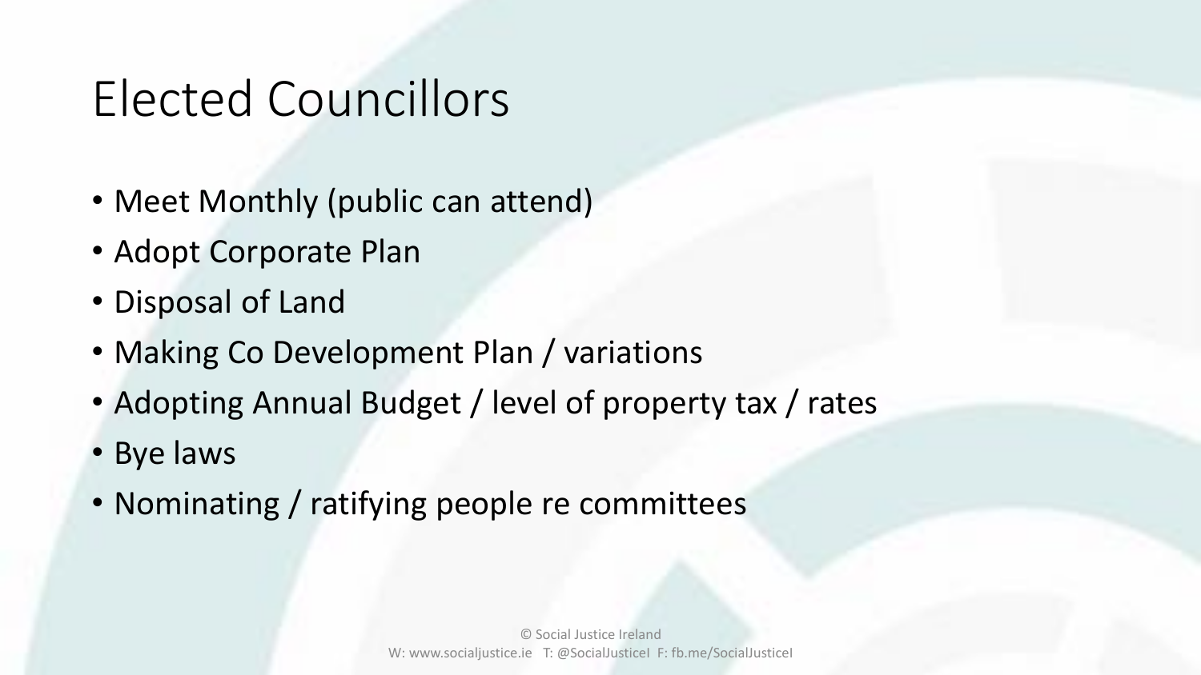# Elected Councillors

- Meet Monthly (public can attend)
- Adopt Corporate Plan
- Disposal of Land
- Making Co Development Plan / variations
- Adopting Annual Budget / level of property tax / rates
- Bye laws
- Nominating / ratifying people re committees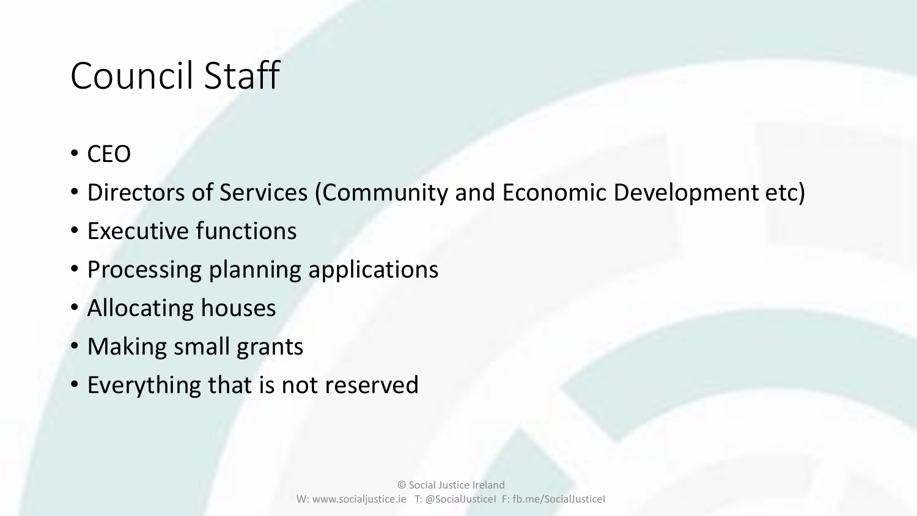# Council Staff

- CEO
- Directors of Services (Community and Economic Development etc)
- Executive functions
- Processing planning applications
- Allocating houses
- Making small grants
- Everything that is not reserved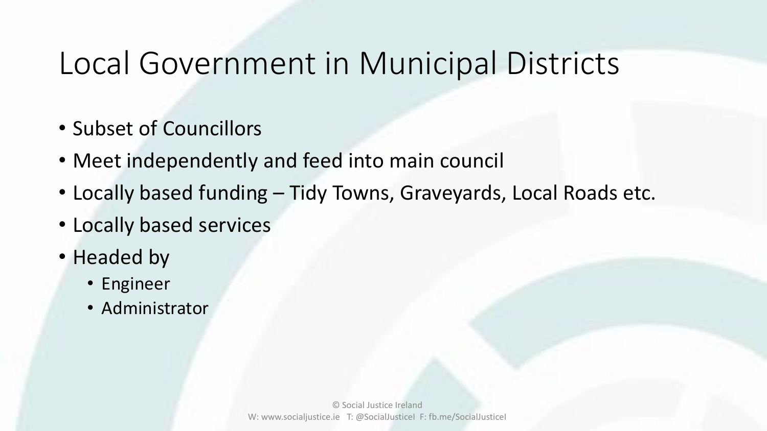# Local Government in Municipal Districts

- Subset of Councillors
- Meet independently and feed into main council
- Locally based funding – Tidy Towns, Graveyards, Local Roads etc.
- Locally based services
- Headed by
  - Engineer
  - Administrator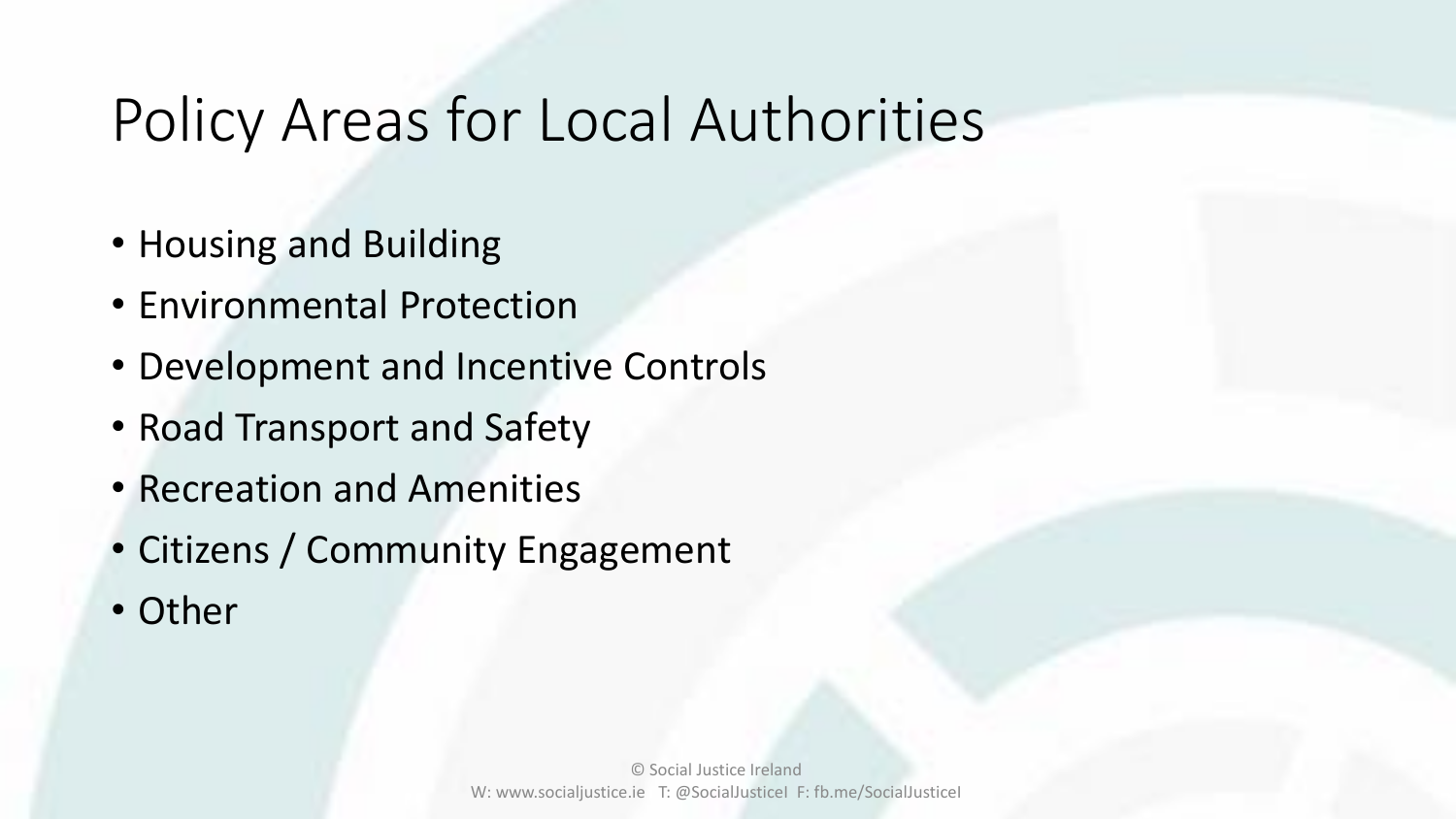# Policy Areas for Local Authorities

- Housing and Building
- Environmental Protection
- Development and Incentive Controls
- Road Transport and Safety
- Recreation and Amenities
- Citizens / Community Engagement
- Other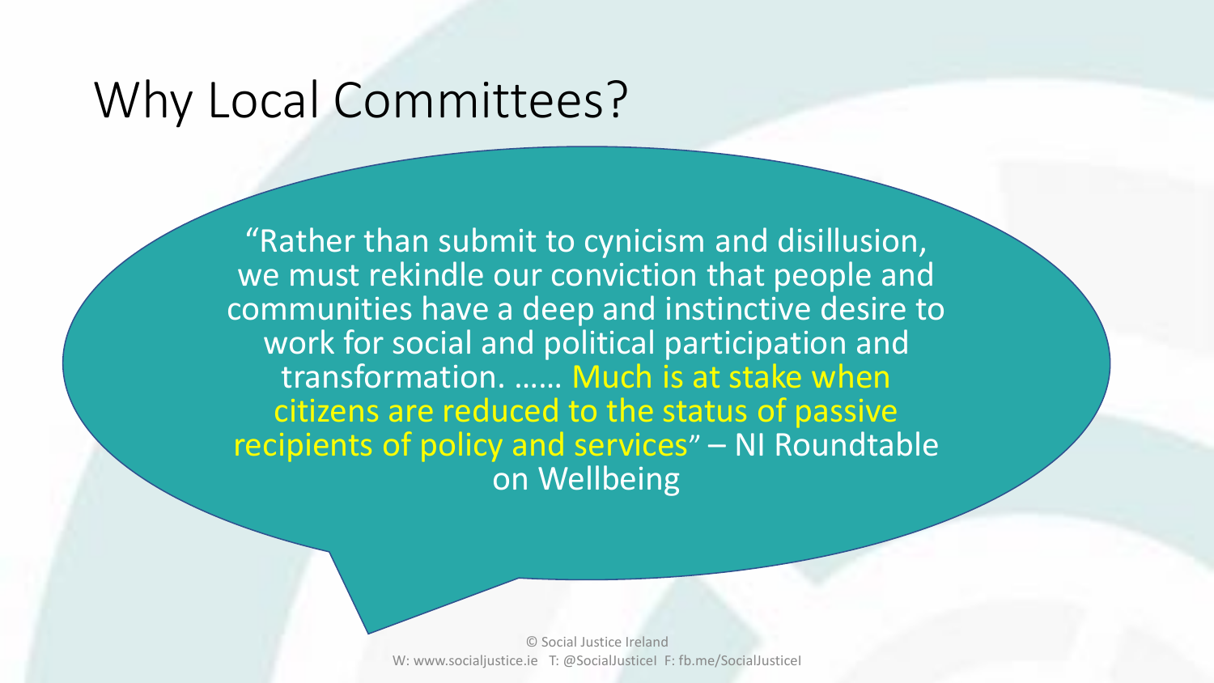# Why Local Committees?

"Rather than submit to cynicism and disillusion, we must rekindle our conviction that people and communities have a deep and instinctive desire to work for social and political participation and transformation. …… Much is at stake when citizens are reduced to the status of passive recipients of policy and services" – NI Roundtable on Wellbeing

© Social Justice Ireland
W: www.socialjustice.ie T: @SocialJusticeI F: fb.me/SocialJusticeI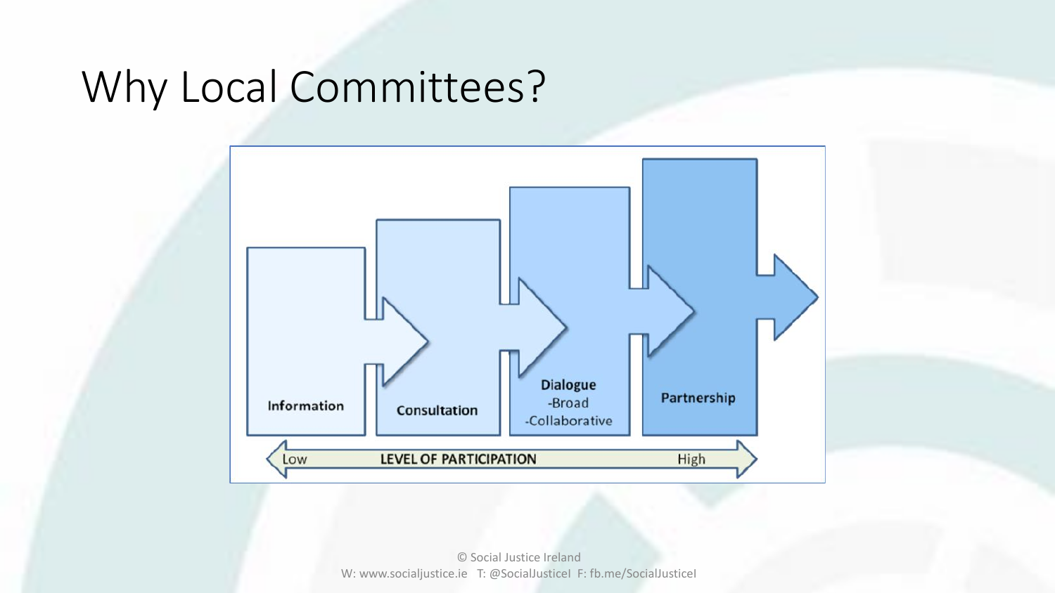# Why Local Committees?

Information

Consultation

Dialogue
-Broad
-Collaborative

Partnership

Low — LEVEL OF PARTICIPATION — High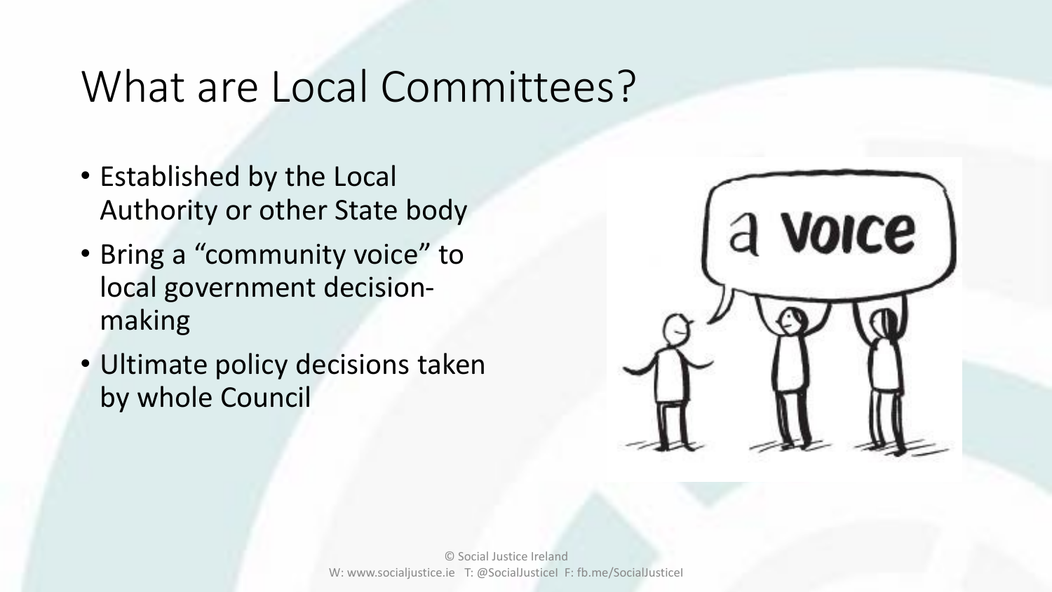# What are Local Committees?

- Established by the Local Authority or other State body
- Bring a "community voice" to local government decision-making
- Ultimate policy decisions taken by whole Council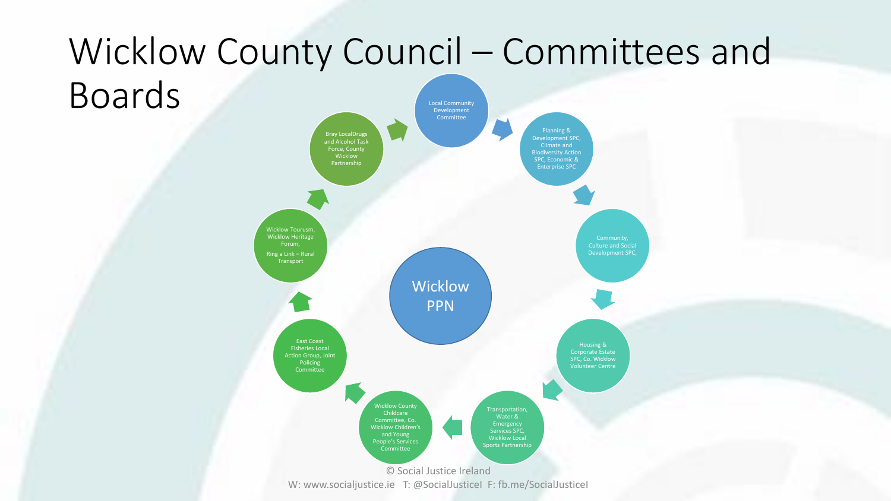# Wicklow County Council – Committees and Boards

**Wicklow PPN**

- Local Community Development Committee
- Planning & Development SPC, Climate and Biodiversity Action SPC, Economic & Enterprise SPC
- Community, Culture and Social Development SPC,
- Housing & Corporate Estate SPC, Co. Wicklow Volunteer Centre
- Transportation, Water & Emergency Services SPC, Wicklow Local Sports Partnership
- Wicklow County Childcare Committee, Co. Wicklow Children's and Young People's Services Committee
- East Coast Fisheries Local Action Group, Joint Policing Committee
- Wicklow Tourusm, Wicklow Heritage Forum, Ring a Link – Rural Transport
- Bray LocalDrugs and Alcohol Task Force, County Wicklow Partnership

© Social Justice Ireland
W: www.socialjustice.ie T: @SocialJusticeI F: fb.me/SocialJusticeI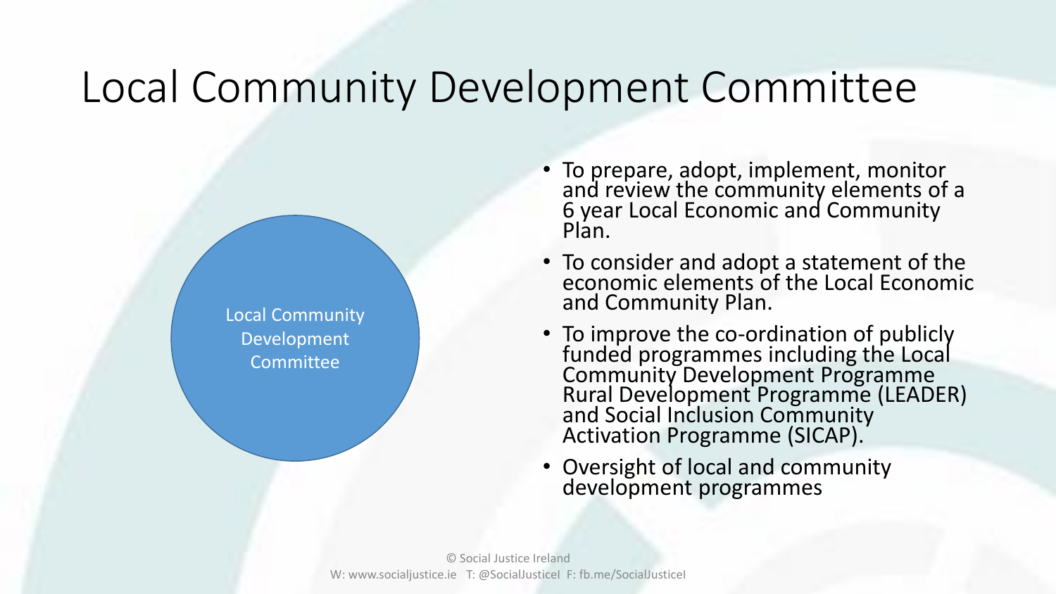# Local Community Development Committee

Local Community Development Committee

- To prepare, adopt, implement, monitor and review the community elements of a 6 year Local Economic and Community Plan.
- To consider and adopt a statement of the economic elements of the Local Economic and Community Plan.
- To improve the co-ordination of publicly funded programmes including the Local Community Development Programme Rural Development Programme (LEADER) and Social Inclusion Community Activation Programme (SICAP).
- Oversight of local and community development programmes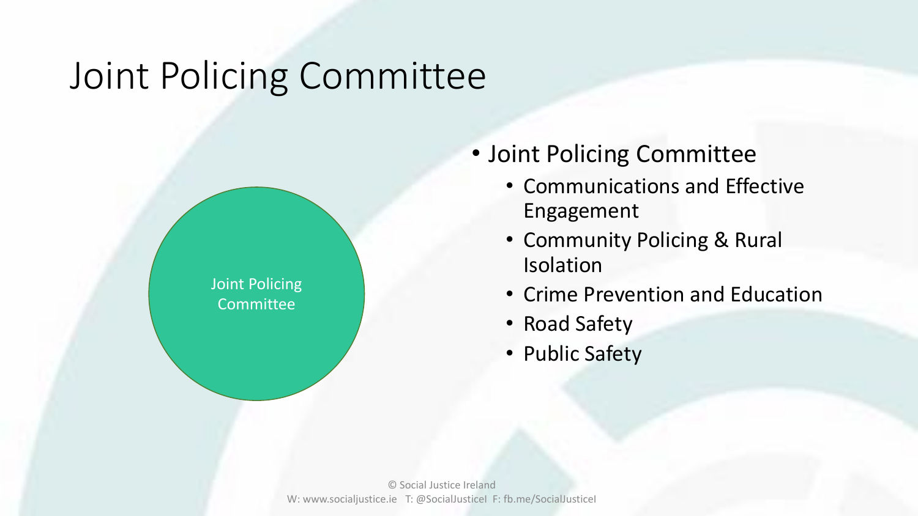# Joint Policing Committee

Joint Policing Committee

- Joint Policing Committee
  - Communications and Effective Engagement
  - Community Policing & Rural Isolation
  - Crime Prevention and Education
  - Road Safety
  - Public Safety

© Social Justice Ireland
W: www.socialjustice.ie T: @SocialJusticeI F: fb.me/SocialJusticeI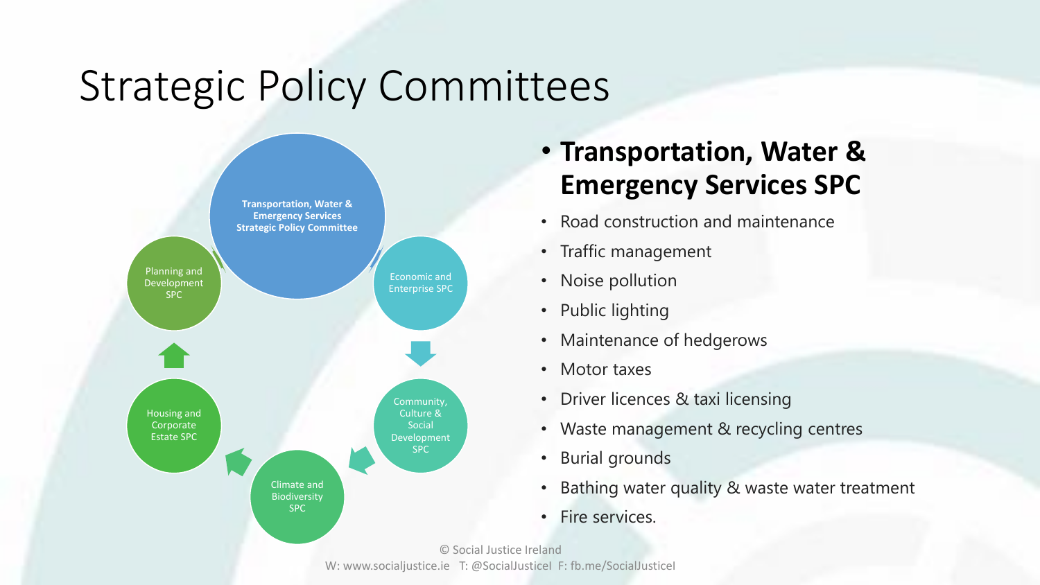# Strategic Policy Committees

Transportation, Water & Emergency Services Strategic Policy Committee

Economic and Enterprise SPC

Community, Culture & Social Development SPC

Climate and Biodiversity SPC

Housing and Corporate Estate SPC

Planning and Development SPC

- **Transportation, Water & Emergency Services SPC**
  - Road construction and maintenance
  - Traffic management
  - Noise pollution
  - Public lighting
  - Maintenance of hedgerows
  - Motor taxes
  - Driver licences & taxi licensing
  - Waste management & recycling centres
  - Burial grounds
  - Bathing water quality & waste water treatment
  - Fire services.

© Social Justice Ireland
W: www.socialjustice.ie T: @SocialJusticeI F: fb.me/SocialJusticeI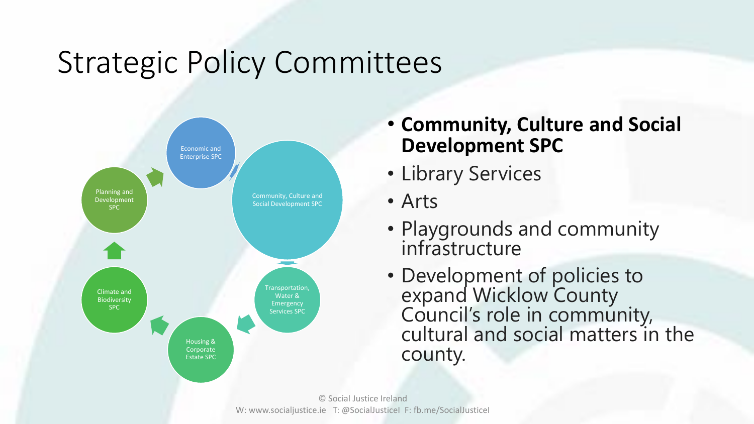# Strategic Policy Committees

- Economic and Enterprise SPC
- Community, Culture and Social Development SPC
- Transportation, Water & Emergency Services SPC
- Housing & Corporate Estate SPC
- Climate and Biodiversity SPC
- Planning and Development SPC

- **Community, Culture and Social Development SPC**
- Library Services
- Arts
- Playgrounds and community infrastructure
- Development of policies to expand Wicklow County Council's role in community, cultural and social matters in the county.

© Social Justice Ireland
W: www.socialjustice.ie T: @SocialJusticeI F: fb.me/SocialJusticeI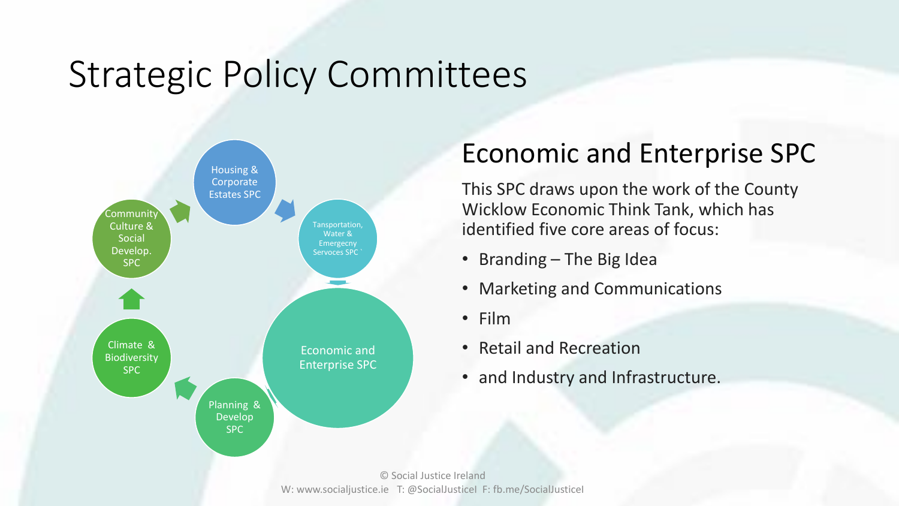# Strategic Policy Committees

Housing & Corporate Estates SPC

Tansportation, Water & Emergecny Servoces SPC `

Economic and Enterprise SPC

Planning & Develop SPC

Climate & Biodiversity SPC

Community Culture & Social Develop. SPC

## Economic and Enterprise SPC

This SPC draws upon the work of the County Wicklow Economic Think Tank, which has identified five core areas of focus:

- Branding – The Big Idea
- Marketing and Communications
- Film
- Retail and Recreation
- and Industry and Infrastructure.

© Social Justice Ireland
W: www.socialjustice.ie T: @SocialJusticeI F: fb.me/SocialJusticeI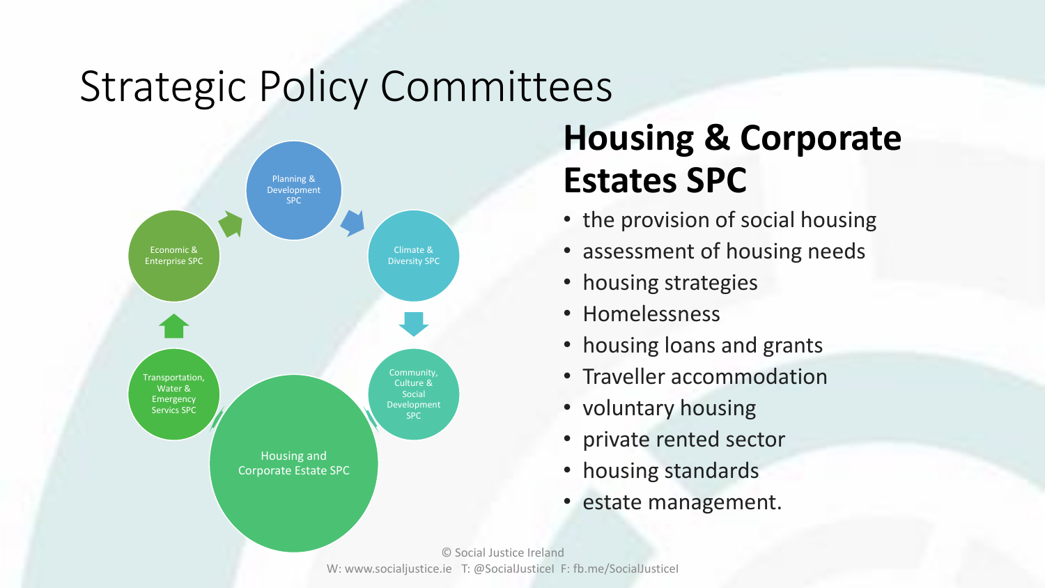# Strategic Policy Committees

Planning & Development SPC

Economic & Enterprise SPC

Climate & Diversity SPC

Transportation, Water & Emergency Servics SPC

Community, Culture & Social Development SPC

Housing and Corporate Estate SPC

## Housing & Corporate Estates SPC

- the provision of social housing
- assessment of housing needs
- housing strategies
- Homelessness
- housing loans and grants
- Traveller accommodation
- voluntary housing
- private rented sector
- housing standards
- estate management.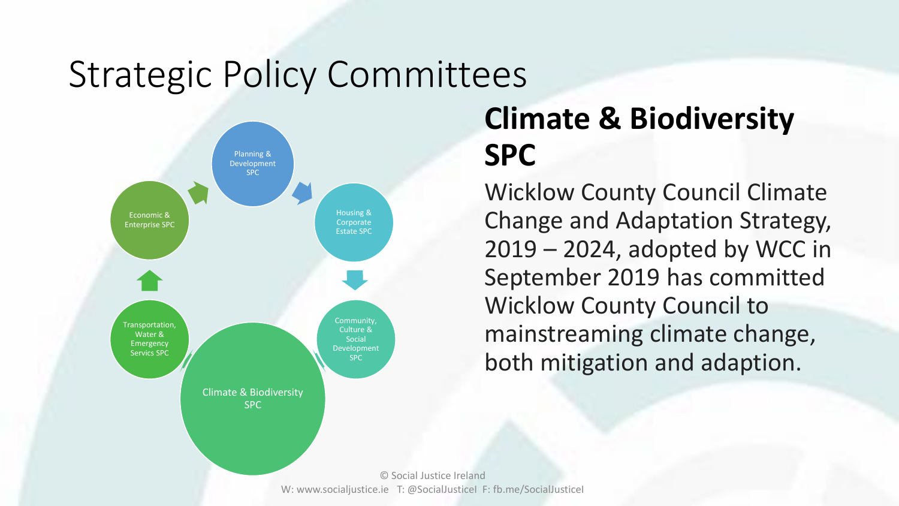# Strategic Policy Committees

- Planning & Development SPC
- Housing & Corporate Estate SPC
- Community, Culture & Social Development SPC
- Climate & Biodiversity SPC
- Transportation, Water & Emergency Servics SPC
- Economic & Enterprise SPC

## Climate & Biodiversity SPC

Wicklow County Council Climate Change and Adaptation Strategy, 2019 – 2024, adopted by WCC in September 2019 has committed Wicklow County Council to mainstreaming climate change, both mitigation and adaption.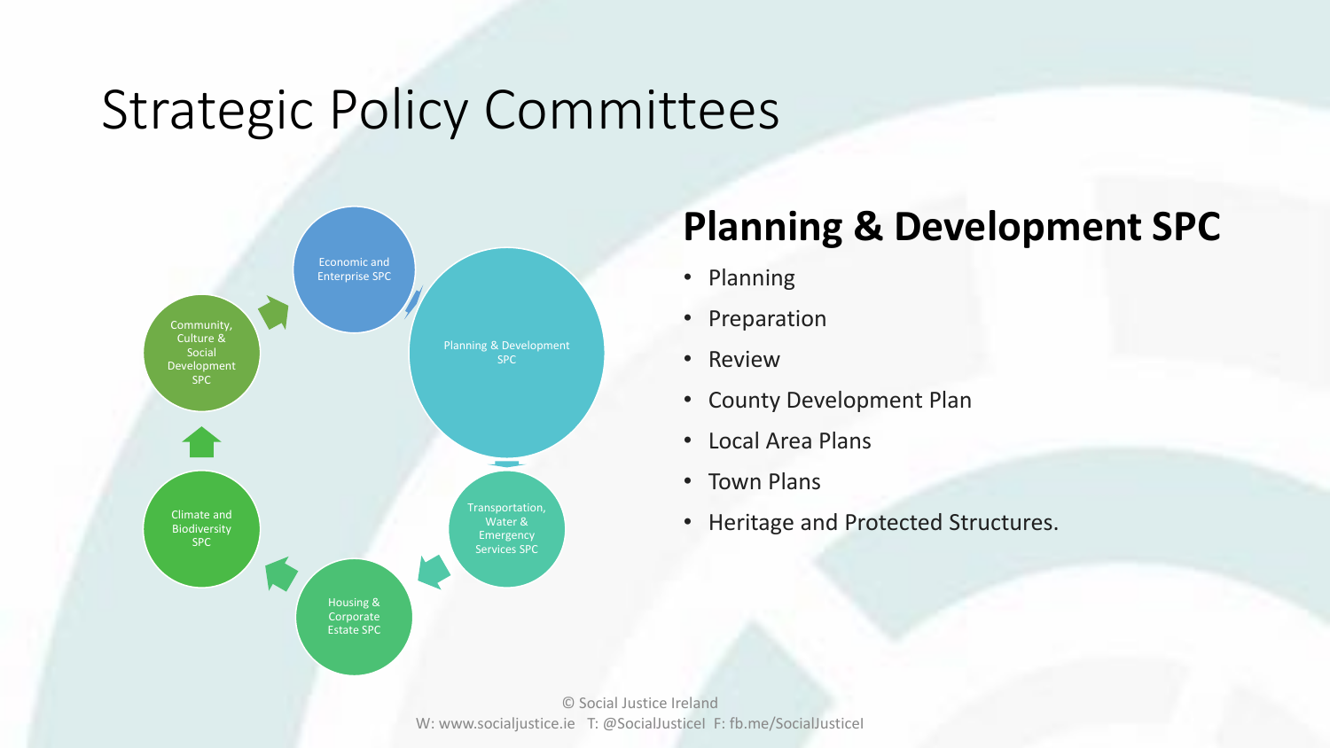# Strategic Policy Committees

Economic and Enterprise SPC

Planning & Development SPC

Transportation, Water & Emergency Services SPC

Housing & Corporate Estate SPC

Climate and Biodiversity SPC

Community, Culture & Social Development SPC

## Planning & Development SPC

- Planning
- Preparation
- Review
- County Development Plan
- Local Area Plans
- Town Plans
- Heritage and Protected Structures.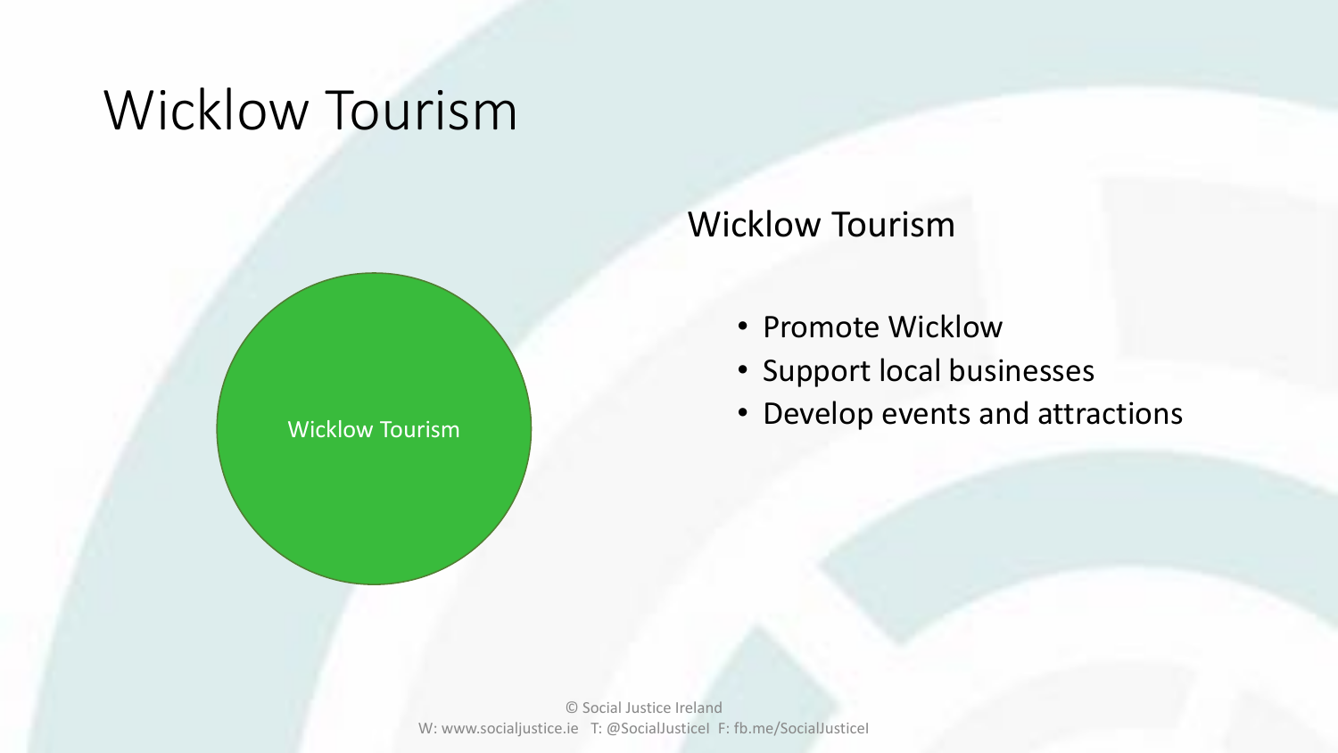# Wicklow Tourism

Wicklow Tourism

## Wicklow Tourism

- Promote Wicklow
- Support local businesses
- Develop events and attractions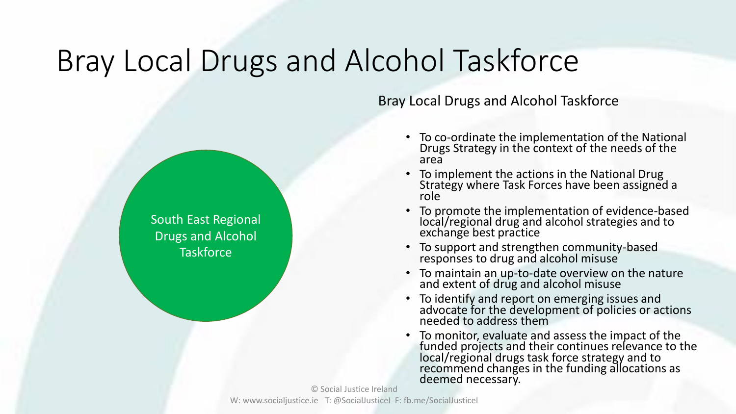# Bray Local Drugs and Alcohol Taskforce

South East Regional Drugs and Alcohol Taskforce

Bray Local Drugs and Alcohol Taskforce

- To co-ordinate the implementation of the National Drugs Strategy in the context of the needs of the area
- To implement the actions in the National Drug Strategy where Task Forces have been assigned a role
- To promote the implementation of evidence-based local/regional drug and alcohol strategies and to exchange best practice
- To support and strengthen community-based responses to drug and alcohol misuse
- To maintain an up-to-date overview on the nature and extent of drug and alcohol misuse
- To identify and report on emerging issues and advocate for the development of policies or actions needed to address them
- To monitor, evaluate and assess the impact of the funded projects and their continues relevance to the local/regional drugs task force strategy and to recommend changes in the funding allocations as deemed necessary.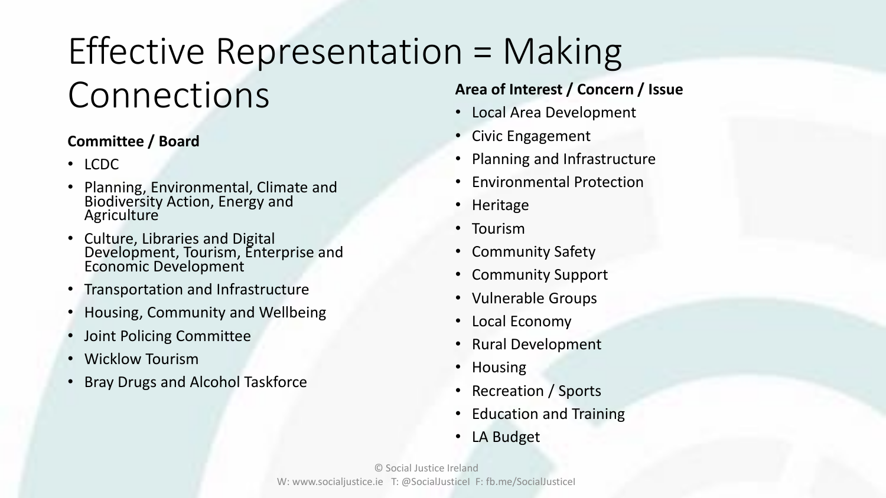# Effective Representation = Making Connections

**Committee / Board**

- LCDC
- Planning, Environmental, Climate and Biodiversity Action, Energy and Agriculture
- Culture, Libraries and Digital Development, Tourism, Enterprise and Economic Development
- Transportation and Infrastructure
- Housing, Community and Wellbeing
- Joint Policing Committee
- Wicklow Tourism
- Bray Drugs and Alcohol Taskforce

**Area of Interest / Concern / Issue**

- Local Area Development
- Civic Engagement
- Planning and Infrastructure
- Environmental Protection
- Heritage
- Tourism
- Community Safety
- Community Support
- Vulnerable Groups
- Local Economy
- Rural Development
- Housing
- Recreation / Sports
- Education and Training
- LA Budget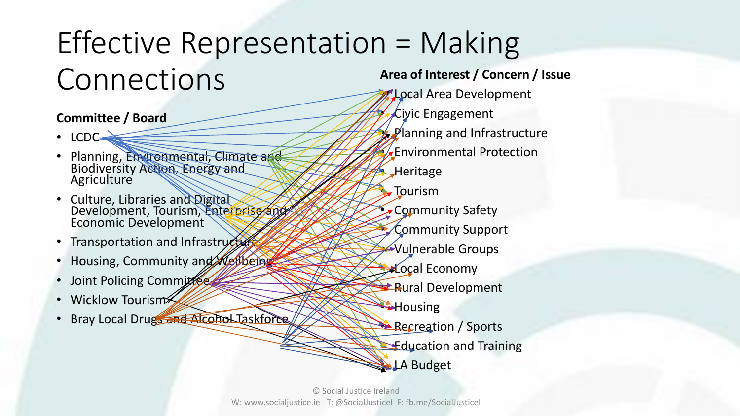# Effective Representation = Making Connections

**Committee / Board**

- LCDC
- Planning, Environmental, Climate and Biodiversity Action, Energy and Agriculture
- Culture, Libraries and Digital Development, Tourism, Enterprise and Economic Development
- Transportation and Infrastructure
- Housing, Community and Wellbeing
- Joint Policing Committee
- Wicklow Tourism
- Bray Local Drugs and Alcohol Taskforce

**Area of Interest / Concern / Issue**

- Local Area Development
- Civic Engagement
- Planning and Infrastructure
- Environmental Protection
- Heritage
- Tourism
- Community Safety
- Community Support
- Vulnerable Groups
- Local Economy
- Rural Development
- Housing
- Recreation / Sports
- Education and Training
- LA Budget

© Social Justice Ireland
W: www.socialjustice.ie T: @SocialJusticeI F: fb.me/SocialJusticeI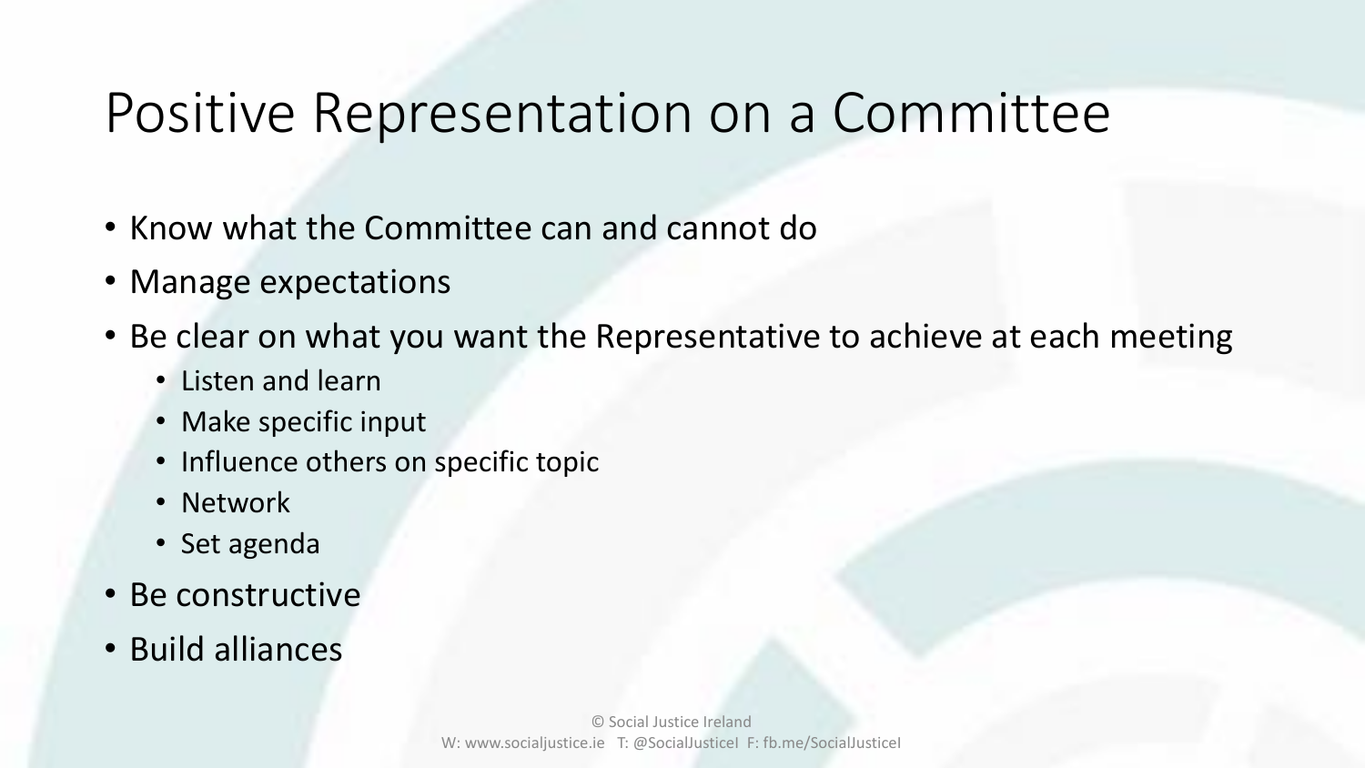# Positive Representation on a Committee

- Know what the Committee can and cannot do
- Manage expectations
- Be clear on what you want the Representative to achieve at each meeting
  - Listen and learn
  - Make specific input
  - Influence others on specific topic
  - Network
  - Set agenda
- Be constructive
- Build alliances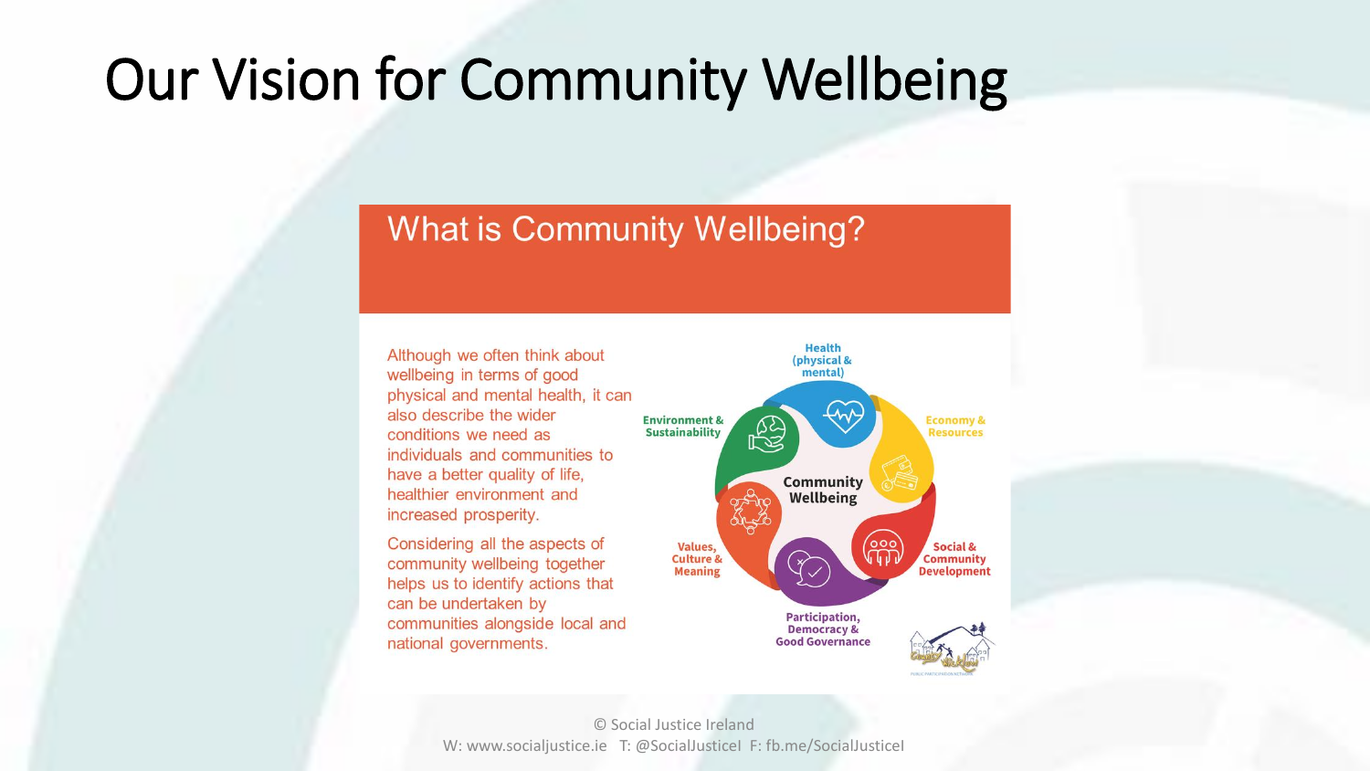# Our Vision for Community Wellbeing

## What is Community Wellbeing?

Although we often think about wellbeing in terms of good physical and mental health, it can also describe the wider conditions we need as individuals and communities to have a better quality of life, healthier environment and increased prosperity.

Considering all the aspects of community wellbeing together helps us to identify actions that can be undertaken by communities alongside local and national governments.

**Community Wellbeing**

- Health (physical & mental)
- Economy & Resources
- Social & Community Development
- Participation, Democracy & Good Governance
- Values, Culture & Meaning
- Environment & Sustainability

© Social Justice Ireland
W: www.socialjustice.ie T: @SocialJusticeI F: fb.me/SocialJusticeI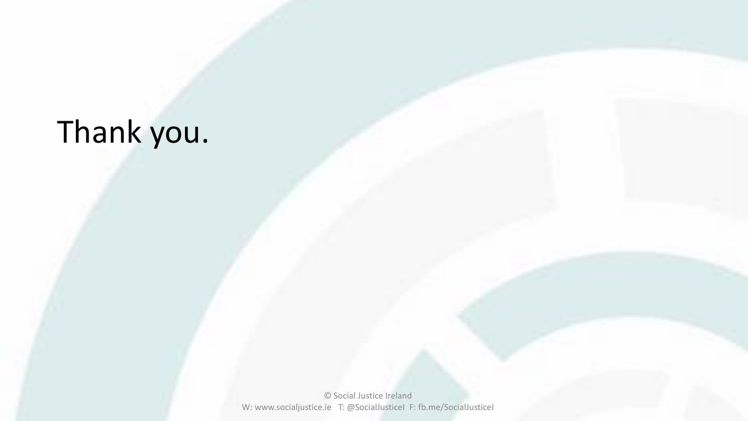# Thank you.

© Social Justice Ireland
W: www.socialjustice.ie T: @SocialJusticeI F: fb.me/SocialJusticeI